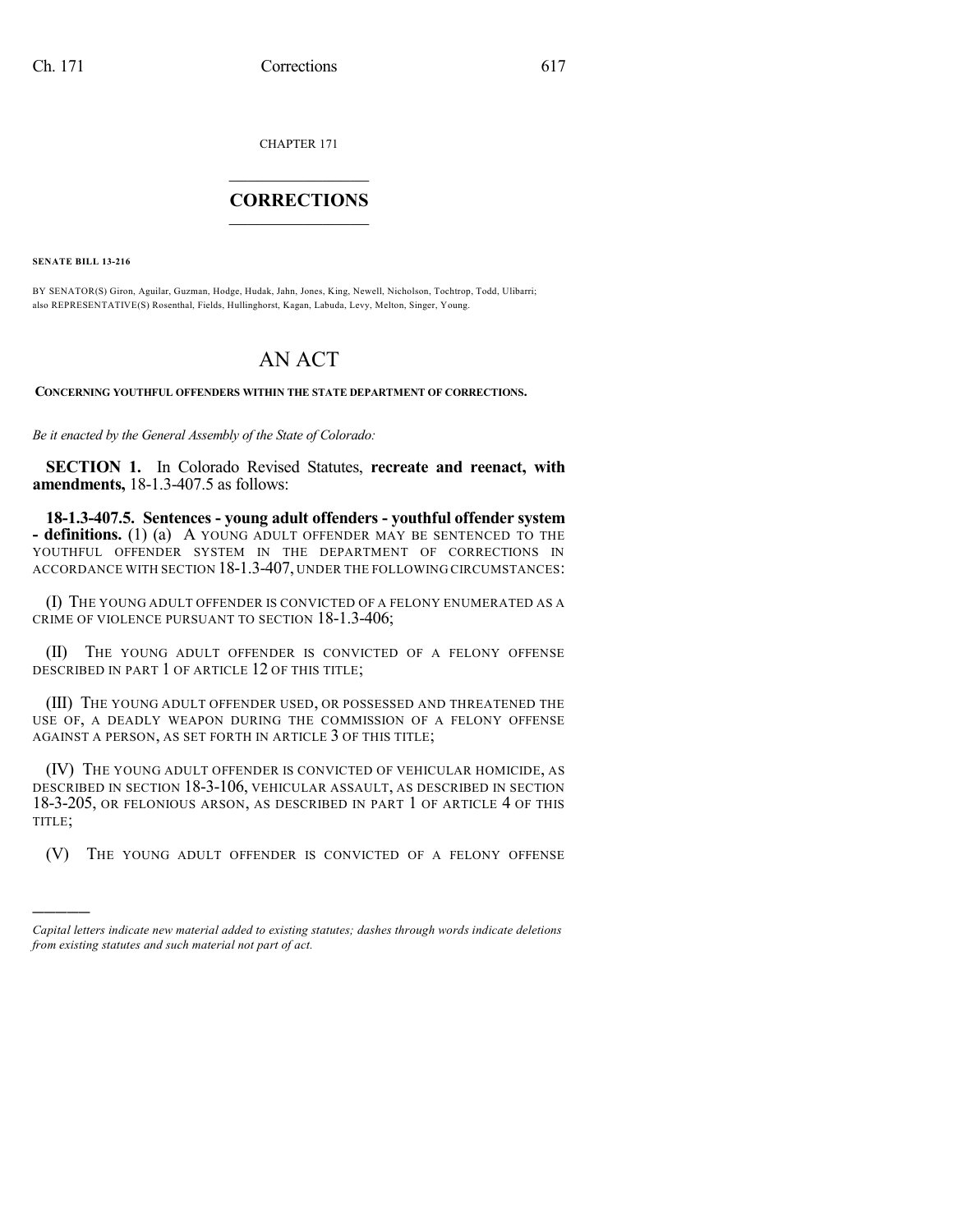CHAPTER 171

# CORRECTIONS

**SENATE BILL 13-216**

BY SENATOR(S) Giron, Aguilar, Guzman, Hodge, Hudak, Jahn, Jones, King, Newell, Nicholson, Tochtrop, Todd, Ulibarri; also REPRESENTATIVE(S) Rosenthal, Fields, Hullinghorst, Kagan, Labuda, Levy, Melton, Singer, Young.

# AN ACT

**CONCERNING YOUTHFUL OFFENDERS WITHIN THE STATE DEPARTMENT OF CORRECTIONS.**

*Be it enacted by the General Assembly of the State of Colorado:*

**SECTION 1.** In Colorado Revised Statutes, **recreate and reenact, with amendments,** 18-1.3-407.5 as follows:

**18-1.3-407.5. Sentences - young adult offenders - youthful offender system - definitions.** (1) (a) A YOUNG ADULT OFFENDER MAY BE SENTENCED TO THE YOUTHFUL OFFENDER SYSTEM IN THE DEPARTMENT OF CORRECTIONS IN ACCORDANCE WITH SECTION 18-1.3-407, UNDER THE FOLLOWING CIRCUMSTANCES:

(I) THE YOUNG ADULT OFFENDER IS CONVICTED OF A FELONY ENUMERATED AS A CRIME OF VIOLENCE PURSUANT TO SECTION 18-1.3-406;

(II) THE YOUNG ADULT OFFENDER IS CONVICTED OF A FELONY OFFENSE DESCRIBED IN PART 1 OF ARTICLE 12 OF THIS TITLE;

(III) THE YOUNG ADULT OFFENDER USED, OR POSSESSED AND THREATENED THE USE OF, A DEADLY WEAPON DURING THE COMMISSION OF A FELONY OFFENSE AGAINST A PERSON, AS SET FORTH IN ARTICLE 3 OF THIS TITLE;

(IV) THE YOUNG ADULT OFFENDER IS CONVICTED OF VEHICULAR HOMICIDE, AS DESCRIBED IN SECTION 18-3-106, VEHICULAR ASSAULT, AS DESCRIBED IN SECTION 18-3-205, OR FELONIOUS ARSON, AS DESCRIBED IN PART 1 OF ARTICLE 4 OF THIS TITLE;

(V) THE YOUNG ADULT OFFENDER IS CONVICTED OF A FELONY OFFENSE

---

*Capital letters indicate new material added to existing statutes; dashes through words indicate deletions from existing statutes and such material not part of act.*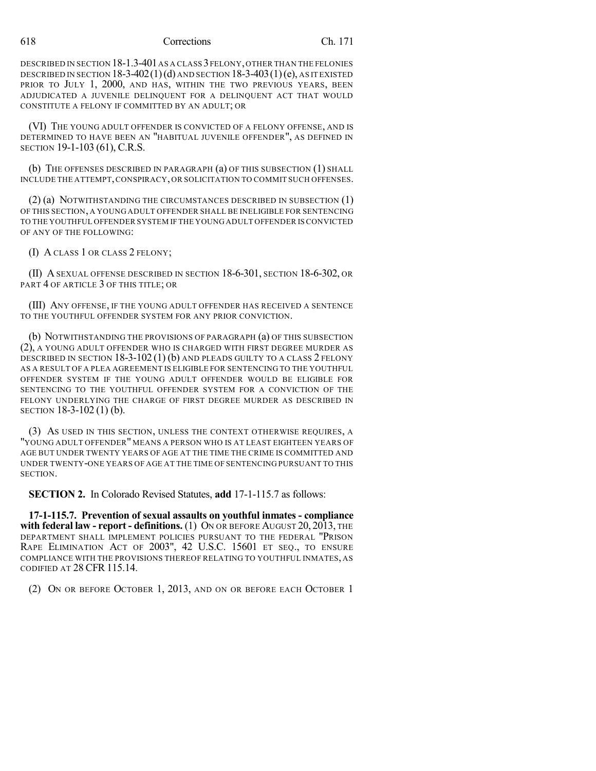DESCRIBED IN SECTION 18-1.3-401 AS A CLASS 3 FELONY, OTHER THAN THE FELONIES DESCRIBED IN SECTION 18-3-402 (1) (d) AND SECTION 18-3-403 (1) (e), AS IT EXISTED PRIOR TO JULY 1, 2000, AND HAS, WITHIN THE TWO PREVIOUS YEARS, BEEN ADJUDICATED A JUVENILE DELINQUENT FOR A DELINQUENT ACT THAT WOULD CONSTITUTE A FELONY IF COMMITTED BY AN ADULT; OR

(VI) THE YOUNG ADULT OFFENDER IS CONVICTED OF A FELONY OFFENSE, AND IS DETERMINED TO HAVE BEEN AN "HABITUAL JUVENILE OFFENDER", AS DEFINED IN SECTION 19-1-103 (61), C.R.S.

(b) THE OFFENSES DESCRIBED IN PARAGRAPH (a) OF THIS SUBSECTION (1) SHALL INCLUDE THE ATTEMPT, CONSPIRACY, OR SOLICITATION TO COMMIT SUCH OFFENSES.

(2) (a) NOTWITHSTANDING THE CIRCUMSTANCES DESCRIBED IN SUBSECTION (1) OF THIS SECTION, A YOUNG ADULT OFFENDER SHALL BE INELIGIBLE FOR SENTENCING TO THE YOUTHFUL OFFENDER SYSTEM IF THE YOUNG ADULT OFFENDER IS CONVICTED OF ANY OF THE FOLLOWING:

(I) A CLASS 1 OR CLASS 2 FELONY;

(II) A SEXUAL OFFENSE DESCRIBED IN SECTION 18-6-301, SECTION 18-6-302, OR PART 4 OF ARTICLE 3 OF THIS TITLE; OR

(III) ANY OFFENSE, IF THE YOUNG ADULT OFFENDER HAS RECEIVED A SENTENCE TO THE YOUTHFUL OFFENDER SYSTEM FOR ANY PRIOR CONVICTION.

(b) NOTWITHSTANDING THE PROVISIONS OF PARAGRAPH (a) OF THIS SUBSECTION (2), A YOUNG ADULT OFFENDER WHO IS CHARGED WITH FIRST DEGREE MURDER AS DESCRIBED IN SECTION 18-3-102 (1) (b) AND PLEADS GUILTY TO A CLASS 2 FELONY AS A RESULT OF A PLEA AGREEMENT IS ELIGIBLE FOR SENTENCING TO THE YOUTHFUL OFFENDER SYSTEM IF THE YOUNG ADULT OFFENDER WOULD BE ELIGIBLE FOR SENTENCING TO THE YOUTHFUL OFFENDER SYSTEM FOR A CONVICTION OF THE FELONY UNDERLYING THE CHARGE OF FIRST DEGREE MURDER AS DESCRIBED IN SECTION 18-3-102 (1) (b).

(3) AS USED IN THIS SECTION, UNLESS THE CONTEXT OTHERWISE REQUIRES, A "YOUNG ADULT OFFENDER" MEANS A PERSON WHO IS AT LEAST EIGHTEEN YEARS OF AGE BUT UNDER TWENTY YEARS OF AGE AT THE TIME THE CRIME IS COMMITTED AND UNDER TWENTY-ONE YEARS OF AGE AT THE TIME OF SENTENCING PURSUANT TO THIS SECTION.

**SECTION 2.** In Colorado Revised Statutes, **add** 17-1-115.7 as follows:

**17-1-115.7. Prevention of sexual assaults on youthful inmates - compliance with federal law - report - definitions.** (1) ON OR BEFORE AUGUST 20, 2013, THE DEPARTMENT SHALL IMPLEMENT POLICIES PURSUANT TO THE FEDERAL "PRISON RAPE ELIMINATION ACT OF 2003", 42 U.S.C. 15601 ET SEQ., TO ENSURE COMPLIANCE WITH THE PROVISIONS THEREOF RELATING TO YOUTHFUL INMATES, AS CODIFIED AT 28 CFR 115.14.

(2) ON OR BEFORE OCTOBER 1, 2013, AND ON OR BEFORE EACH OCTOBER 1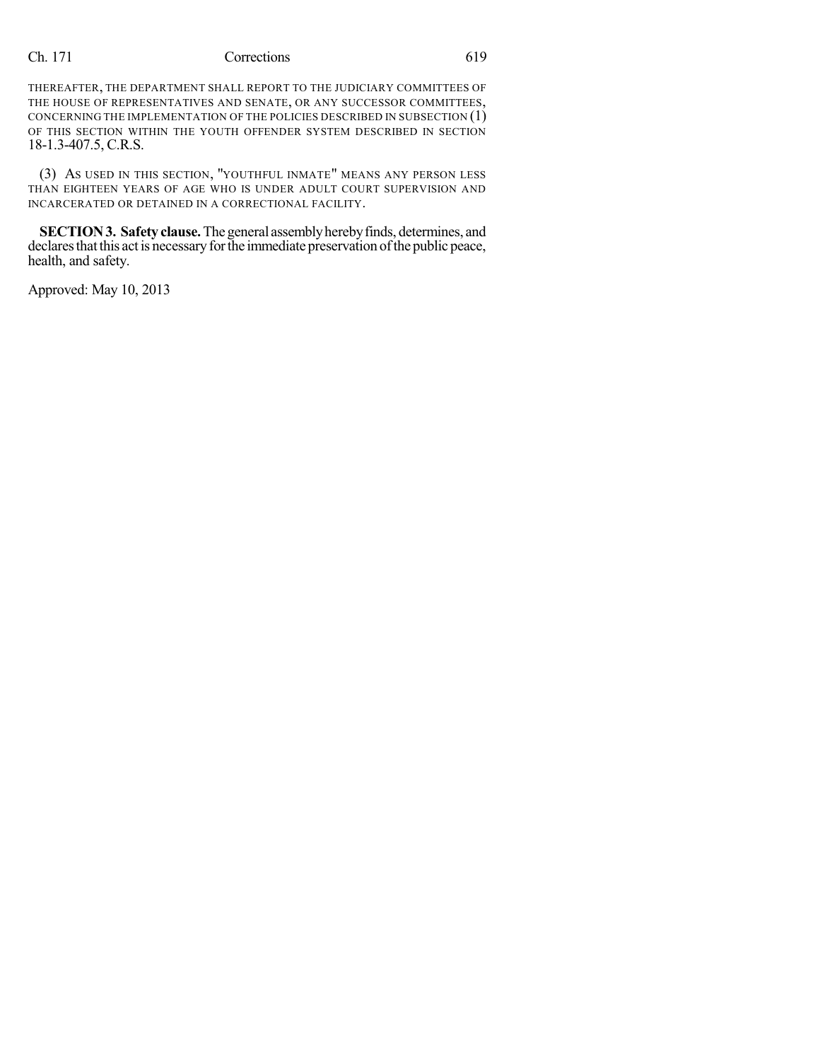THEREAFTER, THE DEPARTMENT SHALL REPORT TO THE JUDICIARY COMMITTEES OF THE HOUSE OF REPRESENTATIVES AND SENATE, OR ANY SUCCESSOR COMMITTEES, CONCERNING THE IMPLEMENTATION OF THE POLICIES DESCRIBED IN SUBSECTION (1) OF THIS SECTION WITHIN THE YOUTH OFFENDER SYSTEM DESCRIBED IN SECTION 18-1.3-407.5, C.R.S.

(3) AS USED IN THIS SECTION, "YOUTHFUL INMATE" MEANS ANY PERSON LESS THAN EIGHTEEN YEARS OF AGE WHO IS UNDER ADULT COURT SUPERVISION AND INCARCERATED OR DETAINED IN A CORRECTIONAL FACILITY.

**SECTION 3. Safety clause.** The general assembly hereby finds, determines, and declares that this act is necessary for the immediate preservation of the public peace, health, and safety.

Approved: May 10, 2013